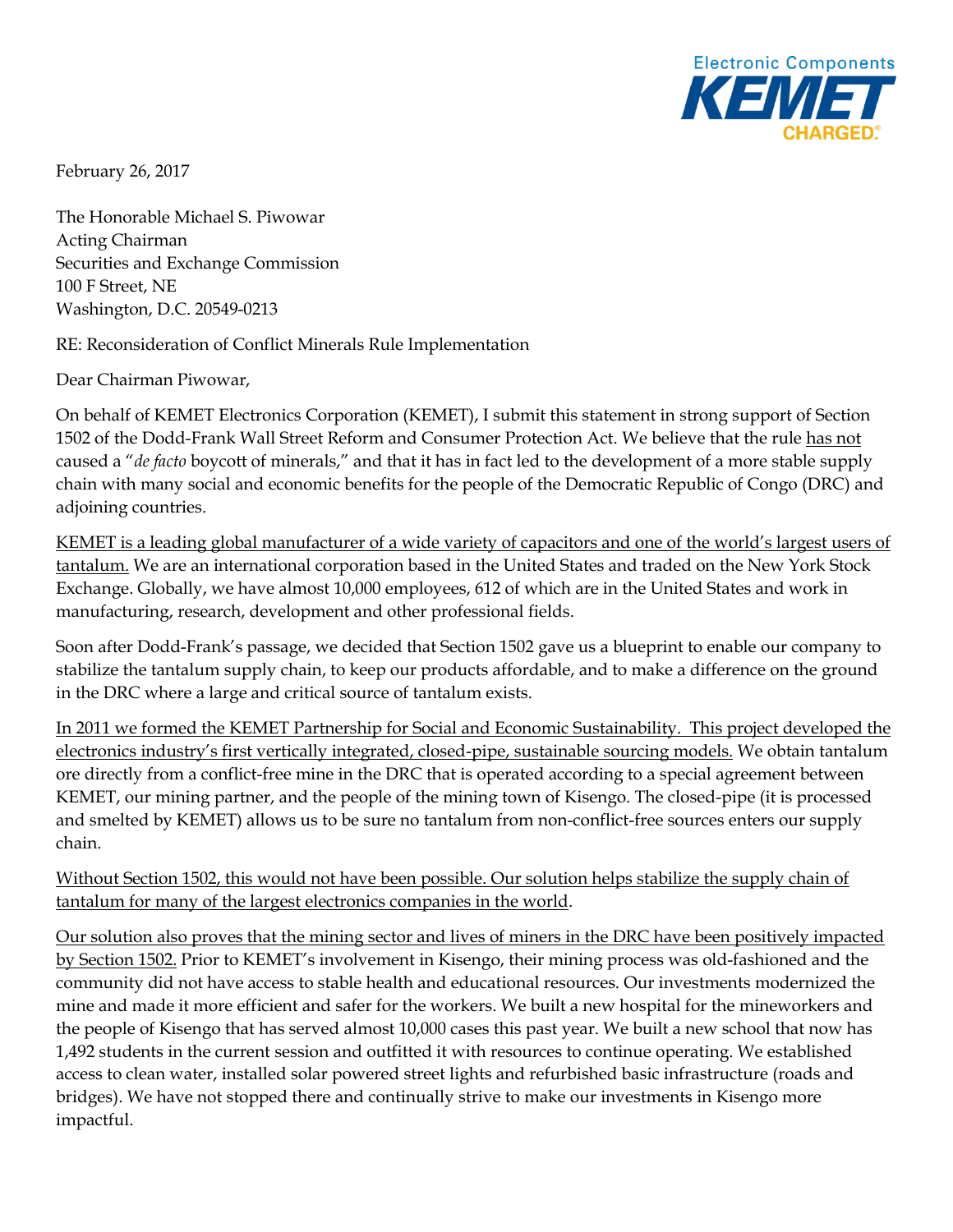Electronic Components
KEMET
CHARGED.®

February 26, 2017

The Honorable Michael S. Piwowar
Acting Chairman
Securities and Exchange Commission
100 F Street, NE
Washington, D.C. 20549-0213

RE: Reconsideration of Conflict Minerals Rule Implementation

Dear Chairman Piwowar,

On behalf of KEMET Electronics Corporation (KEMET), I submit this statement in strong support of Section 1502 of the Dodd-Frank Wall Street Reform and Consumer Protection Act. We believe that the rule <u>has not</u> caused a "*de facto* boycott of minerals," and that it has in fact led to the development of a more stable supply chain with many social and economic benefits for the people of the Democratic Republic of Congo (DRC) and adjoining countries.

<u>KEMET is a leading global manufacturer of a wide variety of capacitors and one of the world's largest users of tantalum.</u> We are an international corporation based in the United States and traded on the New York Stock Exchange. Globally, we have almost 10,000 employees, 612 of which are in the United States and work in manufacturing, research, development and other professional fields.

Soon after Dodd-Frank's passage, we decided that Section 1502 gave us a blueprint to enable our company to stabilize the tantalum supply chain, to keep our products affordable, and to make a difference on the ground in the DRC where a large and critical source of tantalum exists.

<u>In 2011 we formed the KEMET Partnership for Social and Economic Sustainability. This project developed the electronics industry's first vertically integrated, closed-pipe, sustainable sourcing models.</u> We obtain tantalum ore directly from a conflict-free mine in the DRC that is operated according to a special agreement between KEMET, our mining partner, and the people of the mining town of Kisengo. The closed-pipe (it is processed and smelted by KEMET) allows us to be sure no tantalum from non-conflict-free sources enters our supply chain.

<u>Without Section 1502, this would not have been possible. Our solution helps stabilize the supply chain of tantalum for many of the largest electronics companies in the world</u>.

<u>Our solution also proves that the mining sector and lives of miners in the DRC have been positively impacted by Section 1502.</u> Prior to KEMET's involvement in Kisengo, their mining process was old-fashioned and the community did not have access to stable health and educational resources. Our investments modernized the mine and made it more efficient and safer for the workers. We built a new hospital for the mineworkers and the people of Kisengo that has served almost 10,000 cases this past year. We built a new school that now has 1,492 students in the current session and outfitted it with resources to continue operating. We established access to clean water, installed solar powered street lights and refurbished basic infrastructure (roads and bridges). We have not stopped there and continually strive to make our investments in Kisengo more impactful.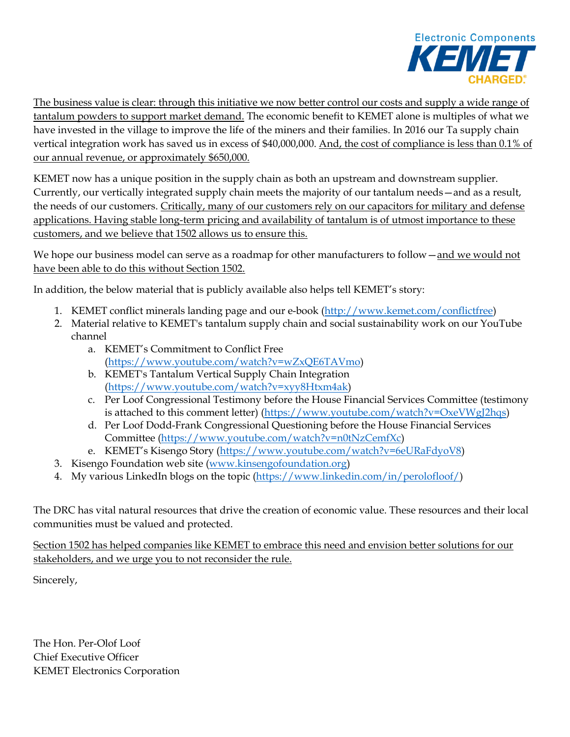The business value is clear: through this initiative we now better control our costs and supply a wide range of tantalum powders to support market demand. The economic benefit to KEMET alone is multiples of what we have invested in the village to improve the life of the miners and their families. In 2016 our Ta supply chain vertical integration work has saved us in excess of $40,000,000. And, the cost of compliance is less than 0.1% of our annual revenue, or approximately $650,000.

KEMET now has a unique position in the supply chain as both an upstream and downstream supplier. Currently, our vertically integrated supply chain meets the majority of our tantalum needs—and as a result, the needs of our customers. Critically, many of our customers rely on our capacitors for military and defense applications. Having stable long-term pricing and availability of tantalum is of utmost importance to these customers, and we believe that 1502 allows us to ensure this.

We hope our business model can serve as a roadmap for other manufacturers to follow—and we would not have been able to do this without Section 1502.

In addition, the below material that is publicly available also helps tell KEMET's story:

1. KEMET conflict minerals landing page and our e-book (http://www.kemet.com/conflictfree)
2. Material relative to KEMET's tantalum supply chain and social sustainability work on our YouTube channel
    a. KEMET's Commitment to Conflict Free (https://www.youtube.com/watch?v=wZxQE6TAVmo)
    b. KEMET's Tantalum Vertical Supply Chain Integration (https://www.youtube.com/watch?v=xyy8Htxm4ak)
    c. Per Loof Congressional Testimony before the House Financial Services Committee (testimony is attached to this comment letter) (https://www.youtube.com/watch?v=OxeVWgJ2hqs)
    d. Per Loof Dodd-Frank Congressional Questioning before the House Financial Services Committee (https://www.youtube.com/watch?v=n0tNzCemfXc)
    e. KEMET's Kisengo Story (https://www.youtube.com/watch?v=6eURaFdyoV8)
3. Kisengo Foundation web site (www.kinsengofoundation.org)
4. My various LinkedIn blogs on the topic (https://www.linkedin.com/in/perolofloof/)

The DRC has vital natural resources that drive the creation of economic value. These resources and their local communities must be valued and protected.

Section 1502 has helped companies like KEMET to embrace this need and envision better solutions for our stakeholders, and we urge you to not reconsider the rule.

Sincerely,

The Hon. Per-Olof Loof
Chief Executive Officer
KEMET Electronics Corporation